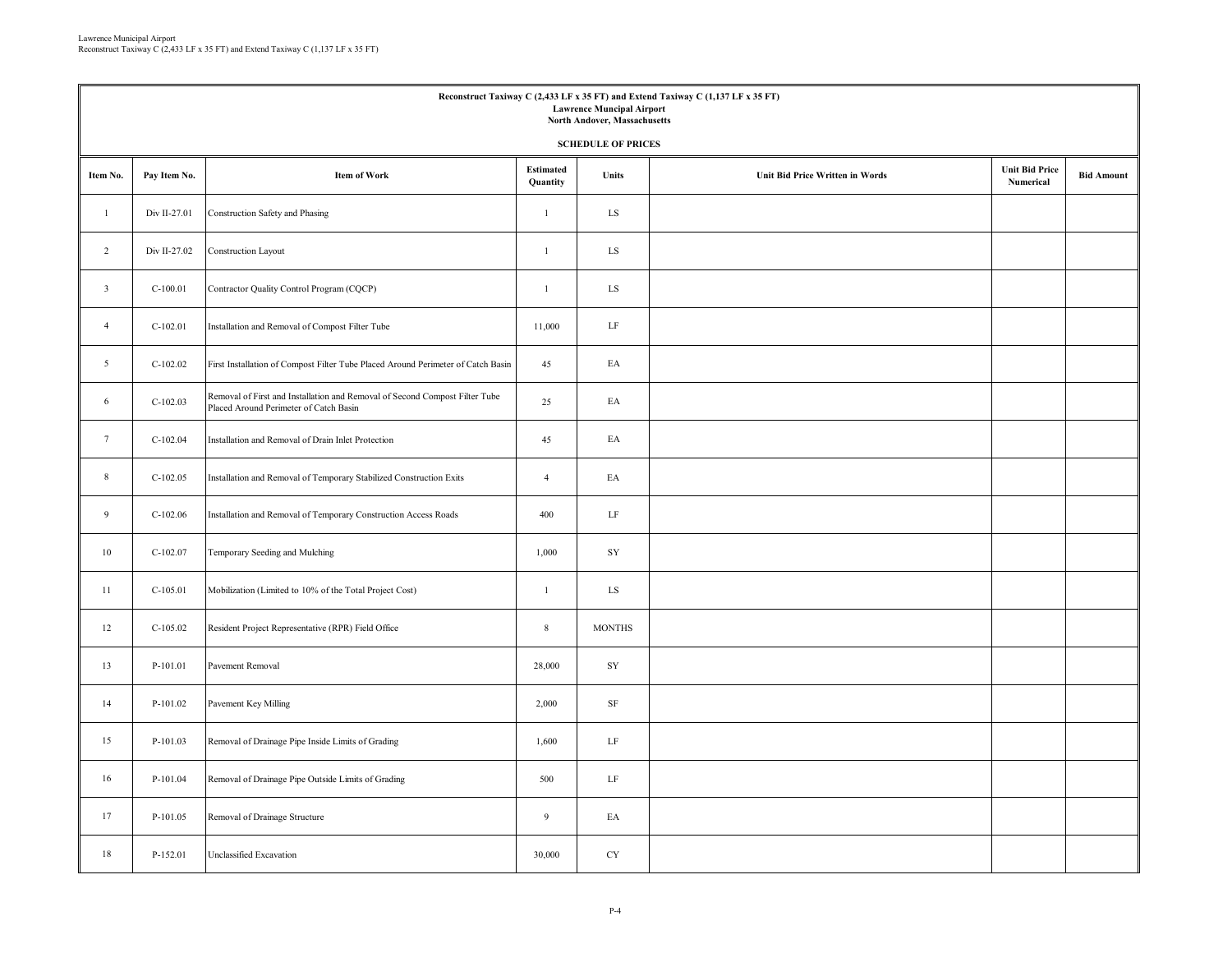**Reconstruct Taxiway C (2,433 LF x 35 FT) and Extend Taxiway C (1,137 LF x 35 FT)**
**Lawrence Muncipal Airport**
**North Andover, Massachusetts**

**SCHEDULE OF PRICES**

| Item No. | Pay Item No. | Item of Work | Estimated Quantity | Units | Unit Bid Price Written in Words | Unit Bid Price Numerical | Bid Amount |
|---|---|---|---|---|---|---|---|
| 1 | Div II-27.01 | Construction Safety and Phasing | 1 | LS | | | |
| 2 | Div II-27.02 | Construction Layout | 1 | LS | | | |
| 3 | C-100.01 | Contractor Quality Control Program (CQCP) | 1 | LS | | | |
| 4 | C-102.01 | Installation and Removal of Compost Filter Tube | 11,000 | LF | | | |
| 5 | C-102.02 | First Installation of Compost Filter Tube Placed Around Perimeter of Catch Basin | 45 | EA | | | |
| 6 | C-102.03 | Removal of First and Installation and Removal of Second Compost Filter Tube Placed Around Perimeter of Catch Basin | 25 | EA | | | |
| 7 | C-102.04 | Installation and Removal of Drain Inlet Protection | 45 | EA | | | |
| 8 | C-102.05 | Installation and Removal of Temporary Stabilized Construction Exits | 4 | EA | | | |
| 9 | C-102.06 | Installation and Removal of Temporary Construction Access Roads | 400 | LF | | | |
| 10 | C-102.07 | Temporary Seeding and Mulching | 1,000 | SY | | | |
| 11 | C-105.01 | Mobilization (Limited to 10% of the Total Project Cost) | 1 | LS | | | |
| 12 | C-105.02 | Resident Project Representative (RPR) Field Office | 8 | MONTHS | | | |
| 13 | P-101.01 | Pavement Removal | 28,000 | SY | | | |
| 14 | P-101.02 | Pavement Key Milling | 2,000 | SF | | | |
| 15 | P-101.03 | Removal of Drainage Pipe Inside Limits of Grading | 1,600 | LF | | | |
| 16 | P-101.04 | Removal of Drainage Pipe Outside Limits of Grading | 500 | LF | | | |
| 17 | P-101.05 | Removal of Drainage Structure | 9 | EA | | | |
| 18 | P-152.01 | Unclassified Excavation | 30,000 | CY | | | |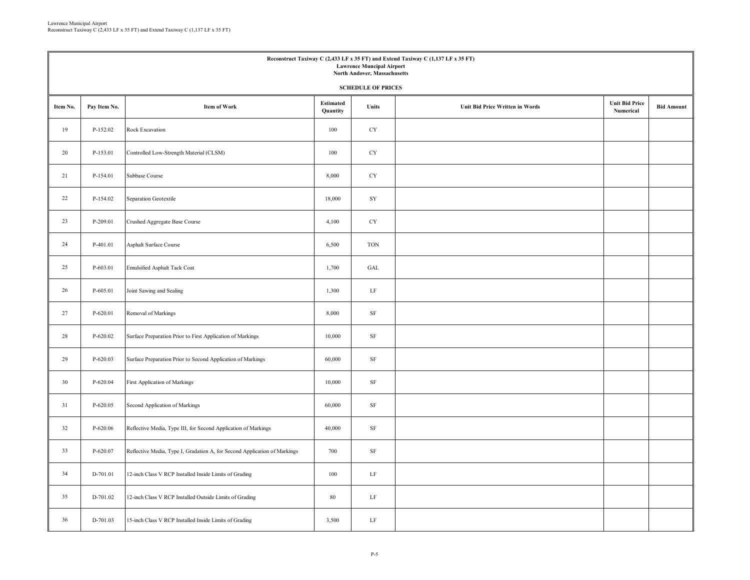**Reconstruct Taxiway C (2,433 LF x 35 FT) and Extend Taxiway C (1,137 LF x 35 FT)**
**Lawrence Muncipal Airport**
**North Andover, Massachusetts**

**SCHEDULE OF PRICES**

| Item No. | Pay Item No. | Item of Work | Estimated Quantity | Units | Unit Bid Price Written in Words | Unit Bid Price Numerical | Bid Amount |
|---|---|---|---|---|---|---|---|
| 19 | P-152.02 | Rock Excavation | 100 | CY | | | |
| 20 | P-153.01 | Controlled Low-Strength Material (CLSM) | 100 | CY | | | |
| 21 | P-154.01 | Subbase Course | 8,000 | CY | | | |
| 22 | P-154.02 | Separation Geotextile | 18,000 | SY | | | |
| 23 | P-209.01 | Crushed Aggregate Base Course | 4,100 | CY | | | |
| 24 | P-401.01 | Asphalt Surface Course | 6,500 | TON | | | |
| 25 | P-603.01 | Emulsified Asphalt Tack Coat | 1,700 | GAL | | | |
| 26 | P-605.01 | Joint Sawing and Sealing | 1,300 | LF | | | |
| 27 | P-620.01 | Removal of Markings | 8,000 | SF | | | |
| 28 | P-620.02 | Surface Preparation Prior to First Application of Markings | 10,000 | SF | | | |
| 29 | P-620.03 | Surface Preparation Prior to Second Application of Markings | 60,000 | SF | | | |
| 30 | P-620.04 | First Application of Markings | 10,000 | SF | | | |
| 31 | P-620.05 | Second Application of Markings | 60,000 | SF | | | |
| 32 | P-620.06 | Reflective Media, Type III, for Second Application of Markings | 40,000 | SF | | | |
| 33 | P-620.07 | Reflective Media, Type I, Gradation A, for Second Application of Markings | 700 | SF | | | |
| 34 | D-701.01 | 12-inch Class V RCP Installed Inside Limits of Grading | 100 | LF | | | |
| 35 | D-701.02 | 12-inch Class V RCP Installed Outside Limits of Grading | 80 | LF | | | |
| 36 | D-701.03 | 15-inch Class V RCP Installed Inside Limits of Grading | 3,500 | LF | | | |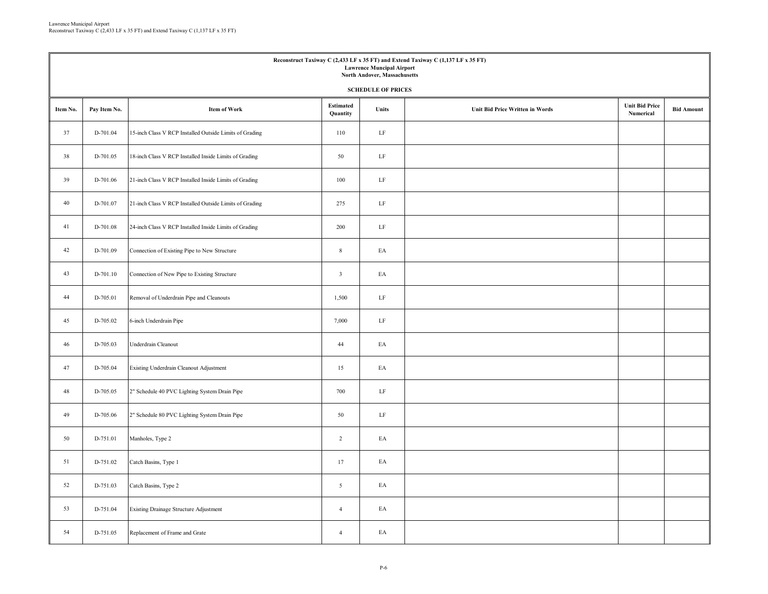**Reconstruct Taxiway C (2,433 LF x 35 FT) and Extend Taxiway C (1,137 LF x 35 FT)**
**Lawrence Muncipal Airport**
**North Andover, Massachusetts**

**SCHEDULE OF PRICES**

| Item No. | Pay Item No. | Item of Work | Estimated Quantity | Units | Unit Bid Price Written in Words | Unit Bid Price Numerical | Bid Amount |
|---|---|---|---|---|---|---|---|
| 37 | D-701.04 | 15-inch Class V RCP Installed Outside Limits of Grading | 110 | LF | | | |
| 38 | D-701.05 | 18-inch Class V RCP Installed Inside Limits of Grading | 50 | LF | | | |
| 39 | D-701.06 | 21-inch Class V RCP Installed Inside Limits of Grading | 100 | LF | | | |
| 40 | D-701.07 | 21-inch Class V RCP Installed Outside Limits of Grading | 275 | LF | | | |
| 41 | D-701.08 | 24-inch Class V RCP Installed Inside Limits of Grading | 200 | LF | | | |
| 42 | D-701.09 | Connection of Existing Pipe to New Structure | 8 | EA | | | |
| 43 | D-701.10 | Connection of New Pipe to Existing Structure | 3 | EA | | | |
| 44 | D-705.01 | Removal of Underdrain Pipe and Cleanouts | 1,500 | LF | | | |
| 45 | D-705.02 | 6-inch Underdrain Pipe | 7,000 | LF | | | |
| 46 | D-705.03 | Underdrain Cleanout | 44 | EA | | | |
| 47 | D-705.04 | Existing Underdrain Cleanout Adjustment | 15 | EA | | | |
| 48 | D-705.05 | 2" Schedule 40 PVC Lighting System Drain Pipe | 700 | LF | | | |
| 49 | D-705.06 | 2" Schedule 80 PVC Lighting System Drain Pipe | 50 | LF | | | |
| 50 | D-751.01 | Manholes, Type 2 | 2 | EA | | | |
| 51 | D-751.02 | Catch Basins, Type 1 | 17 | EA | | | |
| 52 | D-751.03 | Catch Basins, Type 2 | 5 | EA | | | |
| 53 | D-751.04 | Existing Drainage Structure Adjustment | 4 | EA | | | |
| 54 | D-751.05 | Replacement of Frame and Grate | 4 | EA | | | |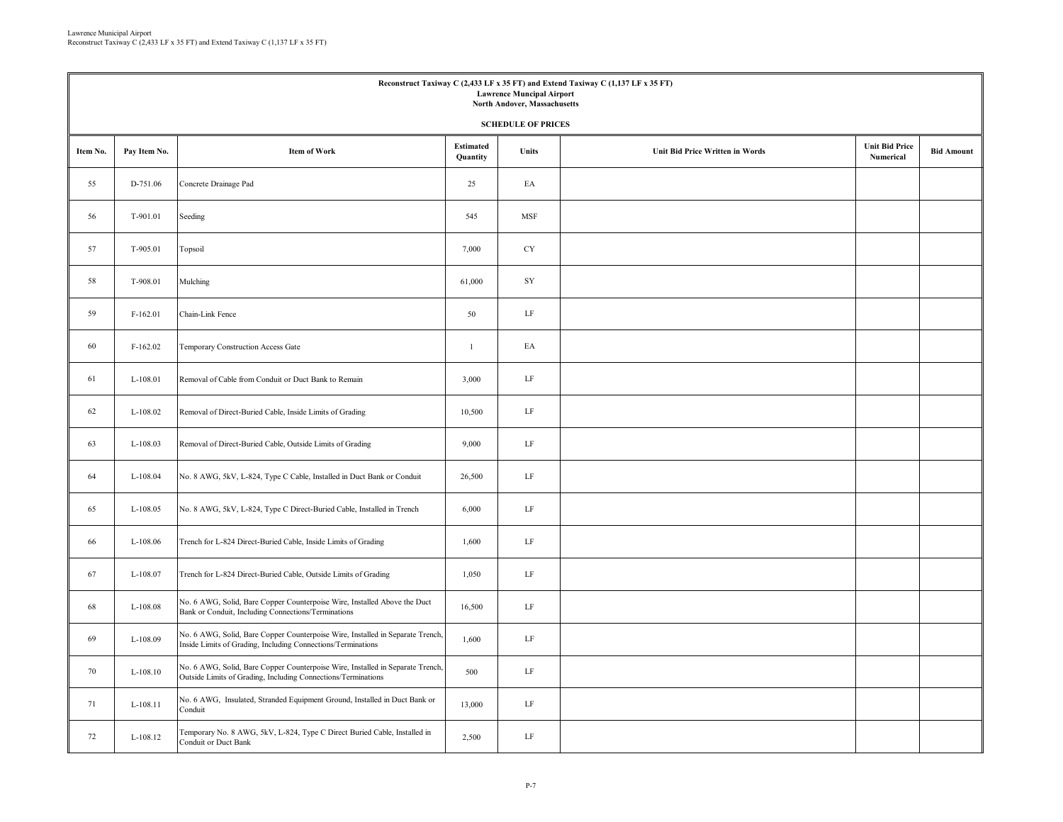**Reconstruct Taxiway C (2,433 LF x 35 FT) and Extend Taxiway C (1,137 LF x 35 FT)**
**Lawrence Muncipal Airport**
**North Andover, Massachusetts**

**SCHEDULE OF PRICES**

| Item No. | Pay Item No. | Item of Work | Estimated Quantity | Units | Unit Bid Price Written in Words | Unit Bid Price Numerical | Bid Amount |
|---|---|---|---|---|---|---|---|
| 55 | D-751.06 | Concrete Drainage Pad | 25 | EA | | | |
| 56 | T-901.01 | Seeding | 545 | MSF | | | |
| 57 | T-905.01 | Topsoil | 7,000 | CY | | | |
| 58 | T-908.01 | Mulching | 61,000 | SY | | | |
| 59 | F-162.01 | Chain-Link Fence | 50 | LF | | | |
| 60 | F-162.02 | Temporary Construction Access Gate | 1 | EA | | | |
| 61 | L-108.01 | Removal of Cable from Conduit or Duct Bank to Remain | 3,000 | LF | | | |
| 62 | L-108.02 | Removal of Direct-Buried Cable, Inside Limits of Grading | 10,500 | LF | | | |
| 63 | L-108.03 | Removal of Direct-Buried Cable, Outside Limits of Grading | 9,000 | LF | | | |
| 64 | L-108.04 | No. 8 AWG, 5kV, L-824, Type C Cable, Installed in Duct Bank or Conduit | 26,500 | LF | | | |
| 65 | L-108.05 | No. 8 AWG, 5kV, L-824, Type C Direct-Buried Cable, Installed in Trench | 6,000 | LF | | | |
| 66 | L-108.06 | Trench for L-824 Direct-Buried Cable, Inside Limits of Grading | 1,600 | LF | | | |
| 67 | L-108.07 | Trench for L-824 Direct-Buried Cable, Outside Limits of Grading | 1,050 | LF | | | |
| 68 | L-108.08 | No. 6 AWG, Solid, Bare Copper Counterpoise Wire, Installed Above the Duct Bank or Conduit, Including Connections/Terminations | 16,500 | LF | | | |
| 69 | L-108.09 | No. 6 AWG, Solid, Bare Copper Counterpoise Wire, Installed in Separate Trench, Inside Limits of Grading, Including Connections/Terminations | 1,600 | LF | | | |
| 70 | L-108.10 | No. 6 AWG, Solid, Bare Copper Counterpoise Wire, Installed in Separate Trench, Outside Limits of Grading, Including Connections/Terminations | 500 | LF | | | |
| 71 | L-108.11 | No. 6 AWG, Insulated, Stranded Equipment Ground, Installed in Duct Bank or Conduit | 13,000 | LF | | | |
| 72 | L-108.12 | Temporary No. 8 AWG, 5kV, L-824, Type C Direct Buried Cable, Installed in Conduit or Duct Bank | 2,500 | LF | | | |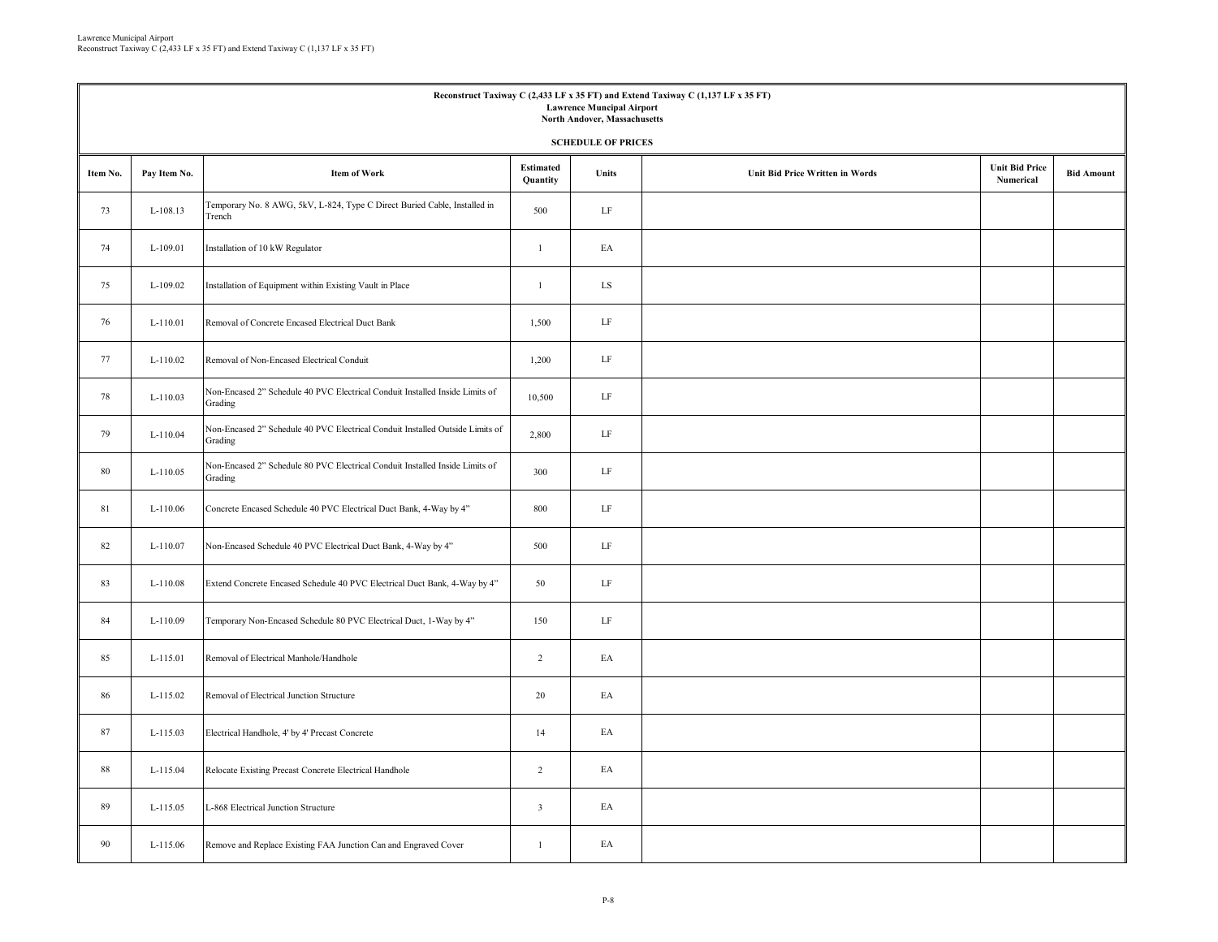**Reconstruct Taxiway C (2,433 LF x 35 FT) and Extend Taxiway C (1,137 LF x 35 FT)**
**Lawrence Muncipal Airport**
**North Andover, Massachusetts**

**SCHEDULE OF PRICES**

| Item No. | Pay Item No. | Item of Work | Estimated Quantity | Units | Unit Bid Price Written in Words | Unit Bid Price Numerical | Bid Amount |
|---|---|---|---|---|---|---|---|
| 73 | L-108.13 | Temporary No. 8 AWG, 5kV, L-824, Type C Direct Buried Cable, Installed in Trench | 500 | LF | | | |
| 74 | L-109.01 | Installation of 10 kW Regulator | 1 | EA | | | |
| 75 | L-109.02 | Installation of Equipment within Existing Vault in Place | 1 | LS | | | |
| 76 | L-110.01 | Removal of Concrete Encased Electrical Duct Bank | 1,500 | LF | | | |
| 77 | L-110.02 | Removal of Non-Encased Electrical Conduit | 1,200 | LF | | | |
| 78 | L-110.03 | Non-Encased 2" Schedule 40 PVC Electrical Conduit Installed Inside Limits of Grading | 10,500 | LF | | | |
| 79 | L-110.04 | Non-Encased 2" Schedule 40 PVC Electrical Conduit Installed Outside Limits of Grading | 2,800 | LF | | | |
| 80 | L-110.05 | Non-Encased 2" Schedule 80 PVC Electrical Conduit Installed Inside Limits of Grading | 300 | LF | | | |
| 81 | L-110.06 | Concrete Encased Schedule 40 PVC Electrical Duct Bank, 4-Way by 4" | 800 | LF | | | |
| 82 | L-110.07 | Non-Encased Schedule 40 PVC Electrical Duct Bank, 4-Way by 4" | 500 | LF | | | |
| 83 | L-110.08 | Extend Concrete Encased Schedule 40 PVC Electrical Duct Bank, 4-Way by 4" | 50 | LF | | | |
| 84 | L-110.09 | Temporary Non-Encased Schedule 80 PVC Electrical Duct, 1-Way by 4" | 150 | LF | | | |
| 85 | L-115.01 | Removal of Electrical Manhole/Handhole | 2 | EA | | | |
| 86 | L-115.02 | Removal of Electrical Junction Structure | 20 | EA | | | |
| 87 | L-115.03 | Electrical Handhole, 4' by 4' Precast Concrete | 14 | EA | | | |
| 88 | L-115.04 | Relocate Existing Precast Concrete Electrical Handhole | 2 | EA | | | |
| 89 | L-115.05 | L-868 Electrical Junction Structure | 3 | EA | | | |
| 90 | L-115.06 | Remove and Replace Existing FAA Junction Can and Engraved Cover | 1 | EA | | | |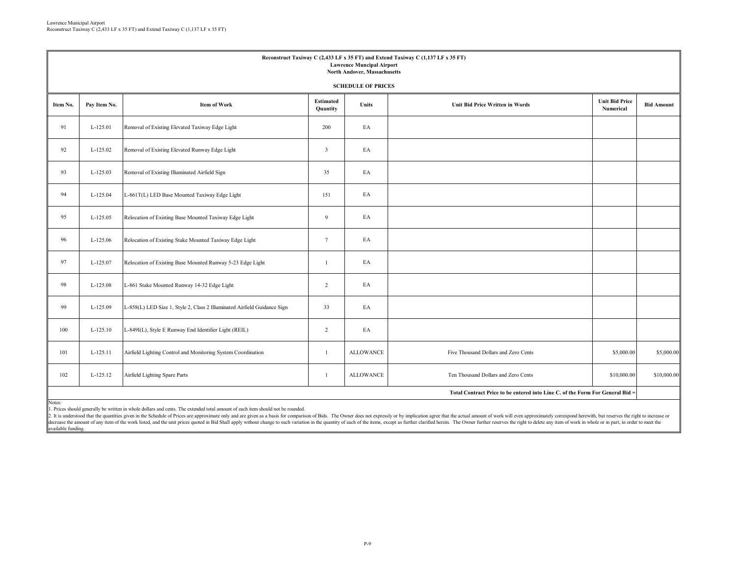**Reconstruct Taxiway C (2,433 LF x 35 FT) and Extend Taxiway C (1,137 LF x 35 FT)**
**Lawrence Muncipal Airport**
**North Andover, Massachusetts**

**SCHEDULE OF PRICES**

| Item No. | Pay Item No. | Item of Work | Estimated Quantity | Units | Unit Bid Price Written in Words | Unit Bid Price Numerical | Bid Amount |
|---|---|---|---|---|---|---|---|
| 91 | L-125.01 | Removal of Existing Elevated Taxiway Edge Light | 200 | EA | | | |
| 92 | L-125.02 | Removal of Existing Elevated Runway Edge Light | 3 | EA | | | |
| 93 | L-125.03 | Removal of Existing Illuminated Airfield Sign | 35 | EA | | | |
| 94 | L-125.04 | L-861T(L) LED Base Mounted Taxiway Edge Light | 151 | EA | | | |
| 95 | L-125.05 | Relocation of Existing Base Mounted Taxiway Edge Light | 9 | EA | | | |
| 96 | L-125.06 | Relocation of Existing Stake Mounted Taxiway Edge Light | 7 | EA | | | |
| 97 | L-125.07 | Relocation of Existing Base Mounted Runway 5-23 Edge Light | 1 | EA | | | |
| 98 | L-125.08 | L-861 Stake Mounted Runway 14-32 Edge Light | 2 | EA | | | |
| 99 | L-125.09 | L-858(L) LED Size 1, Style 2, Class 2 Illuminated Airfield Guidance Sign | 33 | EA | | | |
| 100 | L-125.10 | L-849I(L), Style E Runway End Identifier Light (REIL) | 2 | EA | | | |
| 101 | L-125.11 | Airfield Lighting Control and Monitoring System Coordination | 1 | ALLOWANCE | Five Thousand Dollars and Zero Cents | $5,000.00 | $5,000.00 |
| 102 | L-125.12 | Airfield Lighting Spare Parts | 1 | ALLOWANCE | Ten Thousand Dollars and Zero Cents | $10,000.00 | $10,000.00 |
| | | | | | | **Total Contract Price to be entered into Line C. of the Form For General Bid =** | |

Notes:
1. Prices should generally be written in whole dollars and cents. The extended total amount of each item should not be rounded.
2. It is understood that the quantities given in the Schedule of Prices are approximate only and are given as a basis for comparison of Bids. The Owner does not expressly or by implication agree that the actual amount of work will even approximately correspond herewith, but reserves the right to increase or decrease the amount of any item of the work listed, and the unit prices quoted in Bid Shall apply without change to such variation in the quantity of each of the items, except as further clarified herein. The Owner further reserves the right to delete any item of work in whole or in part, in order to meet the available funding.